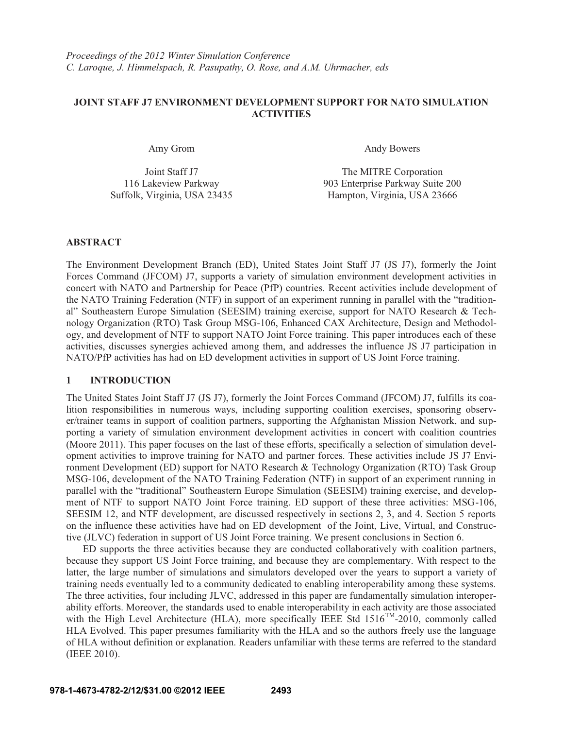*Proceedings of the 2012 Winter Simulation Conference*
*C. Laroque, J. Himmelspach, R. Pasupathy, O. Rose, and A.M. Uhrmacher, eds*

# JOINT STAFF J7 ENVIRONMENT DEVELOPMENT SUPPORT FOR NATO SIMULATION ACTIVITIES

Amy Grom

Joint Staff J7
116 Lakeview Parkway
Suffolk, Virginia, USA 23435

Andy Bowers

The MITRE Corporation
903 Enterprise Parkway Suite 200
Hampton, Virginia, USA 23666

## ABSTRACT

The Environment Development Branch (ED), United States Joint Staff J7 (JS J7), formerly the Joint Forces Command (JFCOM) J7, supports a variety of simulation environment development activities in concert with NATO and Partnership for Peace (PfP) countries. Recent activities include development of the NATO Training Federation (NTF) in support of an experiment running in parallel with the "traditional" Southeastern Europe Simulation (SEESIM) training exercise, support for NATO Research & Technology Organization (RTO) Task Group MSG-106, Enhanced CAX Architecture, Design and Methodology, and development of NTF to support NATO Joint Force training. This paper introduces each of these activities, discusses synergies achieved among them, and addresses the influence JS J7 participation in NATO/PfP activities has had on ED development activities in support of US Joint Force training.

## 1 INTRODUCTION

The United States Joint Staff J7 (JS J7), formerly the Joint Forces Command (JFCOM) J7, fulfills its coalition responsibilities in numerous ways, including supporting coalition exercises, sponsoring observer/trainer teams in support of coalition partners, supporting the Afghanistan Mission Network, and supporting a variety of simulation environment development activities in concert with coalition countries (Moore 2011). This paper focuses on the last of these efforts, specifically a selection of simulation development activities to improve training for NATO and partner forces. These activities include JS J7 Environment Development (ED) support for NATO Research & Technology Organization (RTO) Task Group MSG-106, development of the NATO Training Federation (NTF) in support of an experiment running in parallel with the "traditional" Southeastern Europe Simulation (SEESIM) training exercise, and development of NTF to support NATO Joint Force training. ED support of these three activities: MSG-106, SEESIM 12, and NTF development, are discussed respectively in sections 2, 3, and 4. Section 5 reports on the influence these activities have had on ED development of the Joint, Live, Virtual, and Constructive (JLVC) federation in support of US Joint Force training. We present conclusions in Section 6.

ED supports the three activities because they are conducted collaboratively with coalition partners, because they support US Joint Force training, and because they are complementary. With respect to the latter, the large number of simulations and simulators developed over the years to support a variety of training needs eventually led to a community dedicated to enabling interoperability among these systems. The three activities, four including JLVC, addressed in this paper are fundamentally simulation interoperability efforts. Moreover, the standards used to enable interoperability in each activity are those associated with the High Level Architecture (HLA), more specifically IEEE Std 1516™-2010, commonly called HLA Evolved. This paper presumes familiarity with the HLA and so the authors freely use the language of HLA without definition or explanation. Readers unfamiliar with these terms are referred to the standard (IEEE 2010).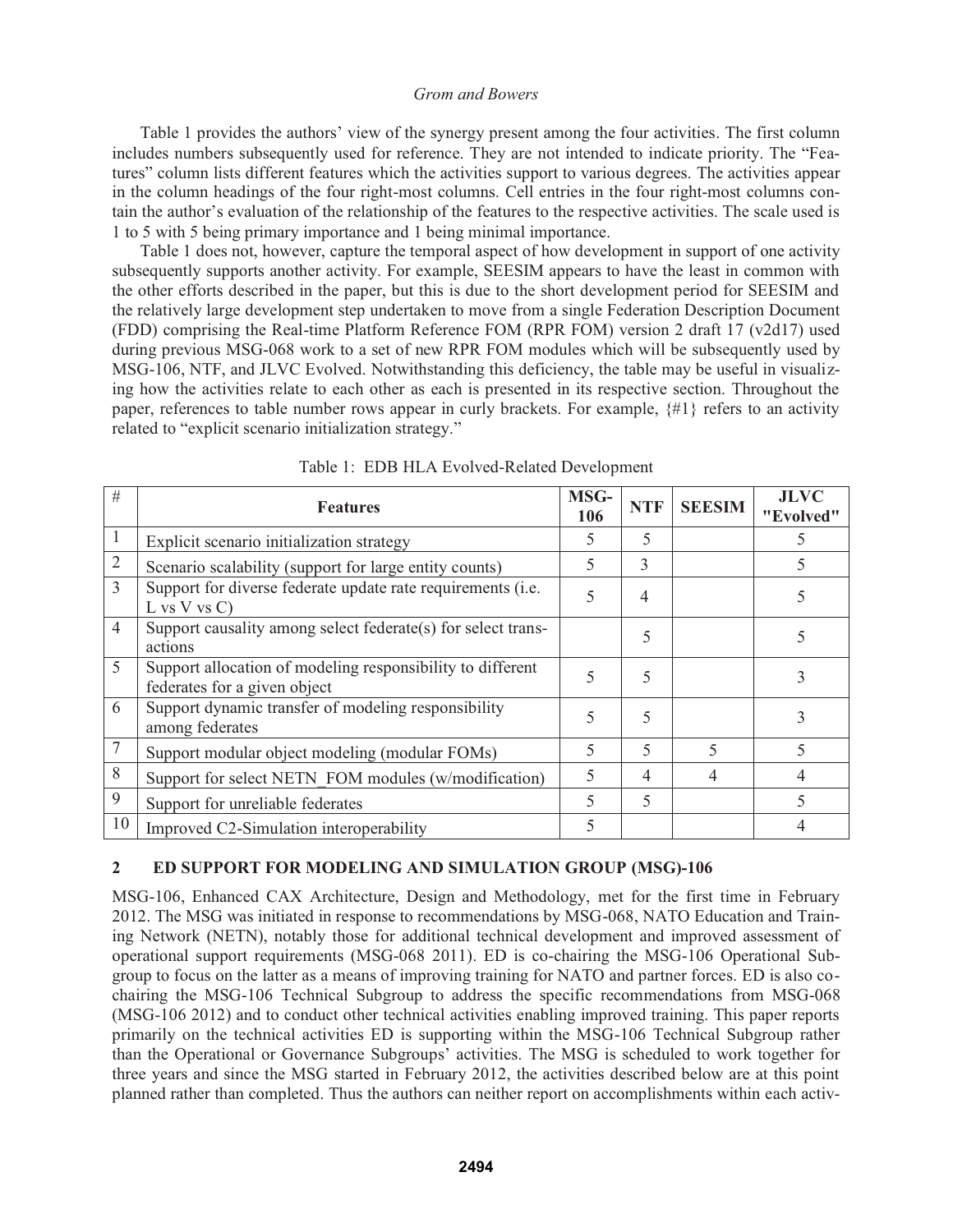Table 1 provides the authors' view of the synergy present among the four activities. The first column includes numbers subsequently used for reference. They are not intended to indicate priority. The "Features" column lists different features which the activities support to various degrees. The activities appear in the column headings of the four right-most columns. Cell entries in the four right-most columns contain the author's evaluation of the relationship of the features to the respective activities. The scale used is 1 to 5 with 5 being primary importance and 1 being minimal importance.

Table 1 does not, however, capture the temporal aspect of how development in support of one activity subsequently supports another activity. For example, SEESIM appears to have the least in common with the other efforts described in the paper, but this is due to the short development period for SEESIM and the relatively large development step undertaken to move from a single Federation Description Document (FDD) comprising the Real-time Platform Reference FOM (RPR FOM) version 2 draft 17 (v2d17) used during previous MSG-068 work to a set of new RPR FOM modules which will be subsequently used by MSG-106, NTF, and JLVC Evolved. Notwithstanding this deficiency, the table may be useful in visualizing how the activities relate to each other as each is presented in its respective section. Throughout the paper, references to table number rows appear in curly brackets. For example, {#1} refers to an activity related to "explicit scenario initialization strategy."

Table 1: EDB HLA Evolved-Related Development

| # | Features | MSG-106 | NTF | SEESIM | JLVC "Evolved" |
|---|---|---|---|---|---|
| 1 | Explicit scenario initialization strategy | 5 | 5 | | 5 |
| 2 | Scenario scalability (support for large entity counts) | 5 | 3 | | 5 |
| 3 | Support for diverse federate update rate requirements (i.e. L vs V vs C) | 5 | 4 | | 5 |
| 4 | Support causality among select federate(s) for select transactions | | 5 | | 5 |
| 5 | Support allocation of modeling responsibility to different federates for a given object | 5 | 5 | | 3 |
| 6 | Support dynamic transfer of modeling responsibility among federates | 5 | 5 | | 3 |
| 7 | Support modular object modeling (modular FOMs) | 5 | 5 | 5 | 5 |
| 8 | Support for select NETN_FOM modules (w/modification) | 5 | 4 | 4 | 4 |
| 9 | Support for unreliable federates | 5 | 5 | | 5 |
| 10 | Improved C2-Simulation interoperability | 5 | | | 4 |

## 2 ED SUPPORT FOR MODELING AND SIMULATION GROUP (MSG)-106

MSG-106, Enhanced CAX Architecture, Design and Methodology, met for the first time in February 2012. The MSG was initiated in response to recommendations by MSG-068, NATO Education and Training Network (NETN), notably those for additional technical development and improved assessment of operational support requirements (MSG-068 2011). ED is co-chairing the MSG-106 Operational Subgroup to focus on the latter as a means of improving training for NATO and partner forces. ED is also co-chairing the MSG-106 Technical Subgroup to address the specific recommendations from MSG-068 (MSG-106 2012) and to conduct other technical activities enabling improved training. This paper reports primarily on the technical activities ED is supporting within the MSG-106 Technical Subgroup rather than the Operational or Governance Subgroups' activities. The MSG is scheduled to work together for three years and since the MSG started in February 2012, the activities described below are at this point planned rather than completed. Thus the authors can neither report on accomplishments within each activ-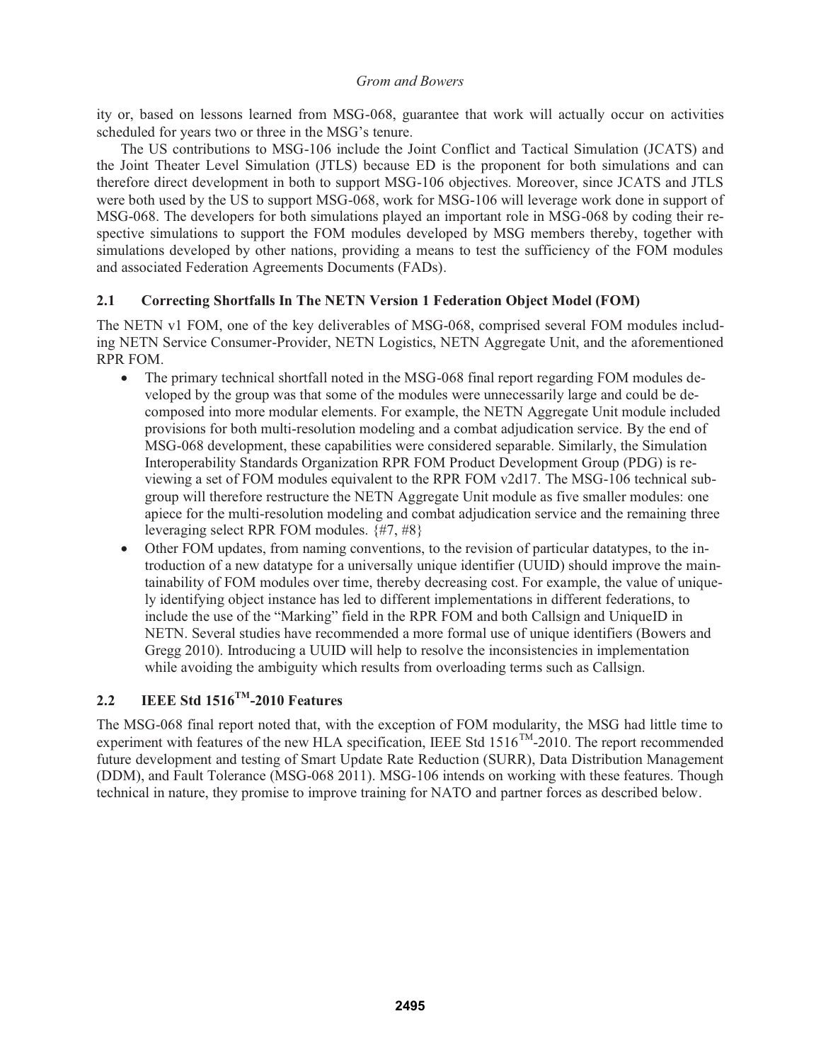ity or, based on lessons learned from MSG-068, guarantee that work will actually occur on activities scheduled for years two or three in the MSG's tenure.

The US contributions to MSG-106 include the Joint Conflict and Tactical Simulation (JCATS) and the Joint Theater Level Simulation (JTLS) because ED is the proponent for both simulations and can therefore direct development in both to support MSG-106 objectives. Moreover, since JCATS and JTLS were both used by the US to support MSG-068, work for MSG-106 will leverage work done in support of MSG-068. The developers for both simulations played an important role in MSG-068 by coding their respective simulations to support the FOM modules developed by MSG members thereby, together with simulations developed by other nations, providing a means to test the sufficiency of the FOM modules and associated Federation Agreements Documents (FADs).

## 2.1 Correcting Shortfalls In The NETN Version 1 Federation Object Model (FOM)

The NETN v1 FOM, one of the key deliverables of MSG-068, comprised several FOM modules including NETN Service Consumer-Provider, NETN Logistics, NETN Aggregate Unit, and the aforementioned RPR FOM.

- The primary technical shortfall noted in the MSG-068 final report regarding FOM modules developed by the group was that some of the modules were unnecessarily large and could be decomposed into more modular elements. For example, the NETN Aggregate Unit module included provisions for both multi-resolution modeling and a combat adjudication service. By the end of MSG-068 development, these capabilities were considered separable. Similarly, the Simulation Interoperability Standards Organization RPR FOM Product Development Group (PDG) is reviewing a set of FOM modules equivalent to the RPR FOM v2d17. The MSG-106 technical subgroup will therefore restructure the NETN Aggregate Unit module as five smaller modules: one apiece for the multi-resolution modeling and combat adjudication service and the remaining three leveraging select RPR FOM modules. {#7, #8}
- Other FOM updates, from naming conventions, to the revision of particular datatypes, to the introduction of a new datatype for a universally unique identifier (UUID) should improve the maintainability of FOM modules over time, thereby decreasing cost. For example, the value of uniquely identifying object instance has led to different implementations in different federations, to include the use of the "Marking" field in the RPR FOM and both Callsign and UniqueID in NETN. Several studies have recommended a more formal use of unique identifiers (Bowers and Gregg 2010). Introducing a UUID will help to resolve the inconsistencies in implementation while avoiding the ambiguity which results from overloading terms such as Callsign.

## 2.2 IEEE Std 1516™-2010 Features

The MSG-068 final report noted that, with the exception of FOM modularity, the MSG had little time to experiment with features of the new HLA specification, IEEE Std 1516™-2010. The report recommended future development and testing of Smart Update Rate Reduction (SURR), Data Distribution Management (DDM), and Fault Tolerance (MSG-068 2011). MSG-106 intends on working with these features. Though technical in nature, they promise to improve training for NATO and partner forces as described below.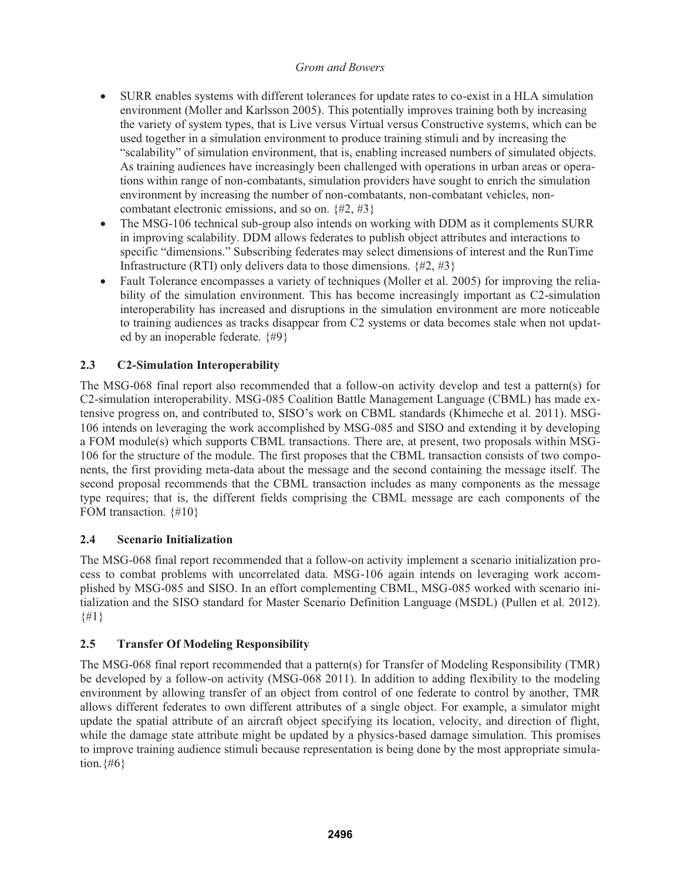- SURR enables systems with different tolerances for update rates to co-exist in a HLA simulation environment (Moller and Karlsson 2005). This potentially improves training both by increasing the variety of system types, that is Live versus Virtual versus Constructive systems, which can be used together in a simulation environment to produce training stimuli and by increasing the "scalability" of simulation environment, that is, enabling increased numbers of simulated objects. As training audiences have increasingly been challenged with operations in urban areas or operations within range of non-combatants, simulation providers have sought to enrich the simulation environment by increasing the number of non-combatants, non-combatant vehicles, non-combatant electronic emissions, and so on. {#2, #3}
- The MSG-106 technical sub-group also intends on working with DDM as it complements SURR in improving scalability. DDM allows federates to publish object attributes and interactions to specific "dimensions." Subscribing federates may select dimensions of interest and the RunTime Infrastructure (RTI) only delivers data to those dimensions. {#2, #3}
- Fault Tolerance encompasses a variety of techniques (Moller et al. 2005) for improving the reliability of the simulation environment. This has become increasingly important as C2-simulation interoperability has increased and disruptions in the simulation environment are more noticeable to training audiences as tracks disappear from C2 systems or data becomes stale when not updated by an inoperable federate. {#9}

### 2.3 C2-Simulation Interoperability

The MSG-068 final report also recommended that a follow-on activity develop and test a pattern(s) for C2-simulation interoperability. MSG-085 Coalition Battle Management Language (CBML) has made extensive progress on, and contributed to, SISO's work on CBML standards (Khimeche et al. 2011). MSG-106 intends on leveraging the work accomplished by MSG-085 and SISO and extending it by developing a FOM module(s) which supports CBML transactions. There are, at present, two proposals within MSG-106 for the structure of the module. The first proposes that the CBML transaction consists of two components, the first providing meta-data about the message and the second containing the message itself. The second proposal recommends that the CBML transaction includes as many components as the message type requires; that is, the different fields comprising the CBML message are each components of the FOM transaction. {#10}

### 2.4 Scenario Initialization

The MSG-068 final report recommended that a follow-on activity implement a scenario initialization process to combat problems with uncorrelated data. MSG-106 again intends on leveraging work accomplished by MSG-085 and SISO. In an effort complementing CBML, MSG-085 worked with scenario initialization and the SISO standard for Master Scenario Definition Language (MSDL) (Pullen et al. 2012). {#1}

### 2.5 Transfer Of Modeling Responsibility

The MSG-068 final report recommended that a pattern(s) for Transfer of Modeling Responsibility (TMR) be developed by a follow-on activity (MSG-068 2011). In addition to adding flexibility to the modeling environment by allowing transfer of an object from control of one federate to control by another, TMR allows different federates to own different attributes of a single object. For example, a simulator might update the spatial attribute of an aircraft object specifying its location, velocity, and direction of flight, while the damage state attribute might be updated by a physics-based damage simulation. This promises to improve training audience stimuli because representation is being done by the most appropriate simulation.{#6}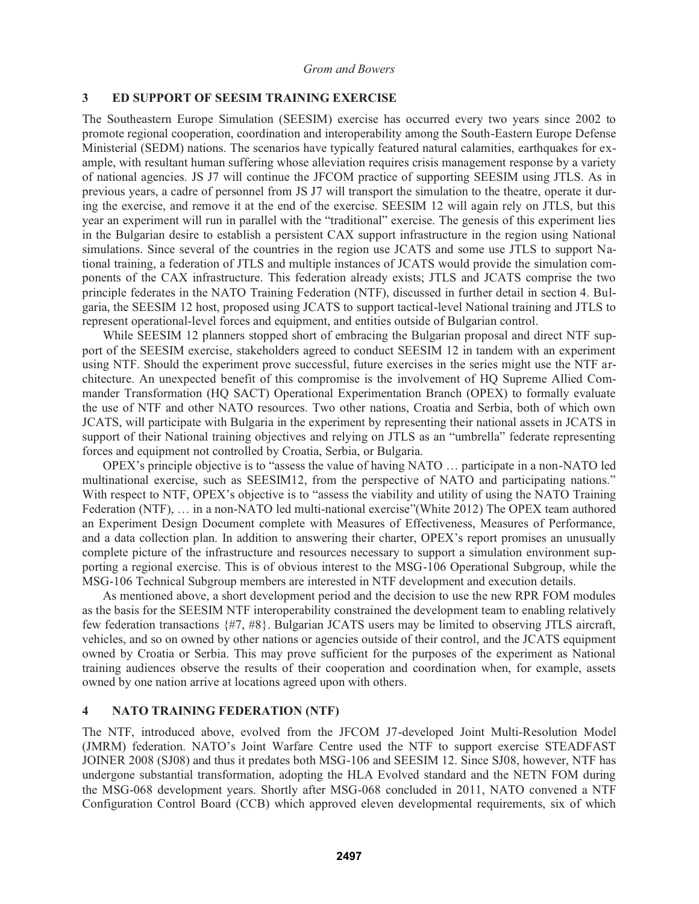## 3 ED SUPPORT OF SEESIM TRAINING EXERCISE

The Southeastern Europe Simulation (SEESIM) exercise has occurred every two years since 2002 to promote regional cooperation, coordination and interoperability among the South-Eastern Europe Defense Ministerial (SEDM) nations. The scenarios have typically featured natural calamities, earthquakes for example, with resultant human suffering whose alleviation requires crisis management response by a variety of national agencies. JS J7 will continue the JFCOM practice of supporting SEESIM using JTLS. As in previous years, a cadre of personnel from JS J7 will transport the simulation to the theatre, operate it during the exercise, and remove it at the end of the exercise. SEESIM 12 will again rely on JTLS, but this year an experiment will run in parallel with the "traditional" exercise. The genesis of this experiment lies in the Bulgarian desire to establish a persistent CAX support infrastructure in the region using National simulations. Since several of the countries in the region use JCATS and some use JTLS to support National training, a federation of JTLS and multiple instances of JCATS would provide the simulation components of the CAX infrastructure. This federation already exists; JTLS and JCATS comprise the two principle federates in the NATO Training Federation (NTF), discussed in further detail in section 4. Bulgaria, the SEESIM 12 host, proposed using JCATS to support tactical-level National training and JTLS to represent operational-level forces and equipment, and entities outside of Bulgarian control.

While SEESIM 12 planners stopped short of embracing the Bulgarian proposal and direct NTF support of the SEESIM exercise, stakeholders agreed to conduct SEESIM 12 in tandem with an experiment using NTF. Should the experiment prove successful, future exercises in the series might use the NTF architecture. An unexpected benefit of this compromise is the involvement of HQ Supreme Allied Commander Transformation (HQ SACT) Operational Experimentation Branch (OPEX) to formally evaluate the use of NTF and other NATO resources. Two other nations, Croatia and Serbia, both of which own JCATS, will participate with Bulgaria in the experiment by representing their national assets in JCATS in support of their National training objectives and relying on JTLS as an "umbrella" federate representing forces and equipment not controlled by Croatia, Serbia, or Bulgaria.

OPEX's principle objective is to "assess the value of having NATO … participate in a non-NATO led multinational exercise, such as SEESIM12, from the perspective of NATO and participating nations." With respect to NTF, OPEX's objective is to "assess the viability and utility of using the NATO Training Federation (NTF), … in a non-NATO led multi-national exercise"(White 2012) The OPEX team authored an Experiment Design Document complete with Measures of Effectiveness, Measures of Performance, and a data collection plan. In addition to answering their charter, OPEX's report promises an unusually complete picture of the infrastructure and resources necessary to support a simulation environment supporting a regional exercise. This is of obvious interest to the MSG-106 Operational Subgroup, while the MSG-106 Technical Subgroup members are interested in NTF development and execution details.

As mentioned above, a short development period and the decision to use the new RPR FOM modules as the basis for the SEESIM NTF interoperability constrained the development team to enabling relatively few federation transactions {#7, #8}. Bulgarian JCATS users may be limited to observing JTLS aircraft, vehicles, and so on owned by other nations or agencies outside of their control, and the JCATS equipment owned by Croatia or Serbia. This may prove sufficient for the purposes of the experiment as National training audiences observe the results of their cooperation and coordination when, for example, assets owned by one nation arrive at locations agreed upon with others.

## 4 NATO TRAINING FEDERATION (NTF)

The NTF, introduced above, evolved from the JFCOM J7-developed Joint Multi-Resolution Model (JMRM) federation. NATO's Joint Warfare Centre used the NTF to support exercise STEADFAST JOINER 2008 (SJ08) and thus it predates both MSG-106 and SEESIM 12. Since SJ08, however, NTF has undergone substantial transformation, adopting the HLA Evolved standard and the NETN FOM during the MSG-068 development years. Shortly after MSG-068 concluded in 2011, NATO convened a NTF Configuration Control Board (CCB) which approved eleven developmental requirements, six of which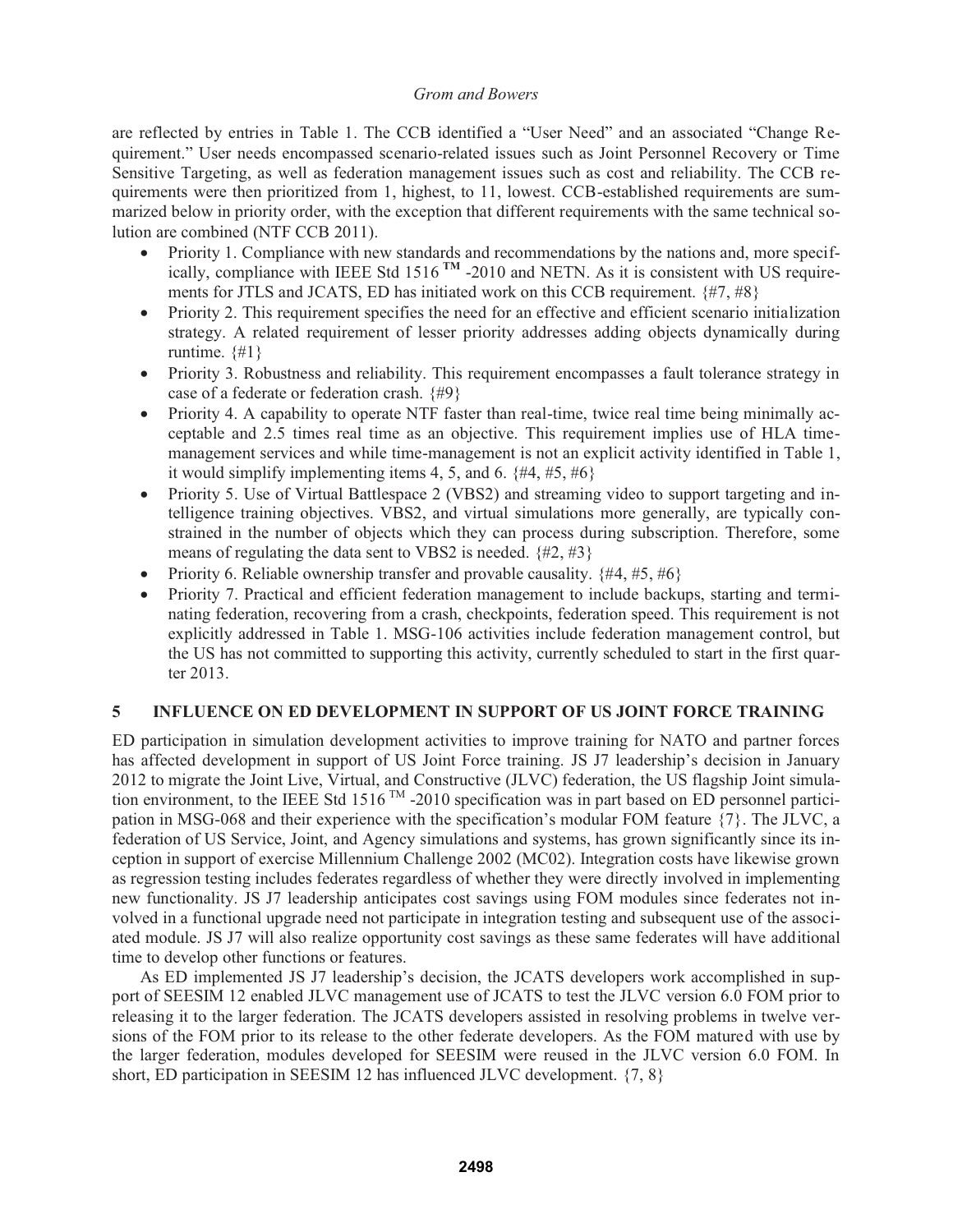are reflected by entries in Table 1. The CCB identified a "User Need" and an associated "Change Requirement." User needs encompassed scenario-related issues such as Joint Personnel Recovery or Time Sensitive Targeting, as well as federation management issues such as cost and reliability. The CCB requirements were then prioritized from 1, highest, to 11, lowest. CCB-established requirements are summarized below in priority order, with the exception that different requirements with the same technical solution are combined (NTF CCB 2011).

- Priority 1. Compliance with new standards and recommendations by the nations and, more specifically, compliance with IEEE Std 1516 ™ -2010 and NETN. As it is consistent with US requirements for JTLS and JCATS, ED has initiated work on this CCB requirement. {#7, #8}
- Priority 2. This requirement specifies the need for an effective and efficient scenario initialization strategy. A related requirement of lesser priority addresses adding objects dynamically during runtime. {#1}
- Priority 3. Robustness and reliability. This requirement encompasses a fault tolerance strategy in case of a federate or federation crash. {#9}
- Priority 4. A capability to operate NTF faster than real-time, twice real time being minimally acceptable and 2.5 times real time as an objective. This requirement implies use of HLA time-management services and while time-management is not an explicit activity identified in Table 1, it would simplify implementing items 4, 5, and 6. {#4, #5, #6}
- Priority 5. Use of Virtual Battlespace 2 (VBS2) and streaming video to support targeting and intelligence training objectives. VBS2, and virtual simulations more generally, are typically constrained in the number of objects which they can process during subscription. Therefore, some means of regulating the data sent to VBS2 is needed. {#2, #3}
- Priority 6. Reliable ownership transfer and provable causality. {#4, #5, #6}
- Priority 7. Practical and efficient federation management to include backups, starting and terminating federation, recovering from a crash, checkpoints, federation speed. This requirement is not explicitly addressed in Table 1. MSG-106 activities include federation management control, but the US has not committed to supporting this activity, currently scheduled to start in the first quarter 2013.

## 5 INFLUENCE ON ED DEVELOPMENT IN SUPPORT OF US JOINT FORCE TRAINING

ED participation in simulation development activities to improve training for NATO and partner forces has affected development in support of US Joint Force training. JS J7 leadership's decision in January 2012 to migrate the Joint Live, Virtual, and Constructive (JLVC) federation, the US flagship Joint simulation environment, to the IEEE Std 1516 ™ -2010 specification was in part based on ED personnel participation in MSG-068 and their experience with the specification's modular FOM feature {7}. The JLVC, a federation of US Service, Joint, and Agency simulations and systems, has grown significantly since its inception in support of exercise Millennium Challenge 2002 (MC02). Integration costs have likewise grown as regression testing includes federates regardless of whether they were directly involved in implementing new functionality. JS J7 leadership anticipates cost savings using FOM modules since federates not involved in a functional upgrade need not participate in integration testing and subsequent use of the associated module. JS J7 will also realize opportunity cost savings as these same federates will have additional time to develop other functions or features.

As ED implemented JS J7 leadership's decision, the JCATS developers work accomplished in support of SEESIM 12 enabled JLVC management use of JCATS to test the JLVC version 6.0 FOM prior to releasing it to the larger federation. The JCATS developers assisted in resolving problems in twelve versions of the FOM prior to its release to the other federate developers. As the FOM matured with use by the larger federation, modules developed for SEESIM were reused in the JLVC version 6.0 FOM. In short, ED participation in SEESIM 12 has influenced JLVC development. {7, 8}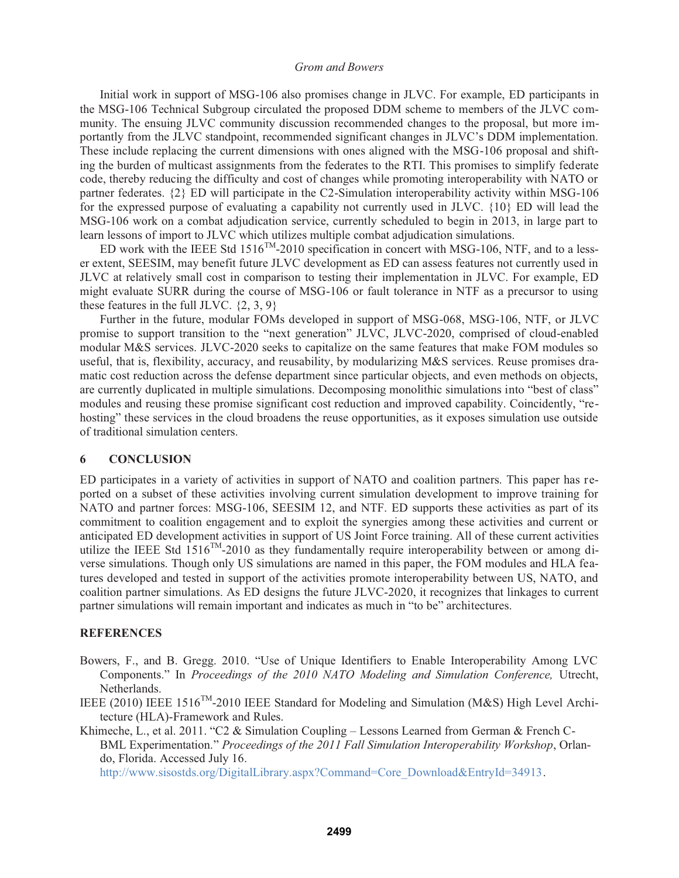Initial work in support of MSG-106 also promises change in JLVC. For example, ED participants in the MSG-106 Technical Subgroup circulated the proposed DDM scheme to members of the JLVC community. The ensuing JLVC community discussion recommended changes to the proposal, but more importantly from the JLVC standpoint, recommended significant changes in JLVC's DDM implementation. These include replacing the current dimensions with ones aligned with the MSG-106 proposal and shifting the burden of multicast assignments from the federates to the RTI. This promises to simplify federate code, thereby reducing the difficulty and cost of changes while promoting interoperability with NATO or partner federates. {2} ED will participate in the C2-Simulation interoperability activity within MSG-106 for the expressed purpose of evaluating a capability not currently used in JLVC. {10} ED will lead the MSG-106 work on a combat adjudication service, currently scheduled to begin in 2013, in large part to learn lessons of import to JLVC which utilizes multiple combat adjudication simulations.

ED work with the IEEE Std 1516™-2010 specification in concert with MSG-106, NTF, and to a lesser extent, SEESIM, may benefit future JLVC development as ED can assess features not currently used in JLVC at relatively small cost in comparison to testing their implementation in JLVC. For example, ED might evaluate SURR during the course of MSG-106 or fault tolerance in NTF as a precursor to using these features in the full JLVC. {2, 3, 9}

Further in the future, modular FOMs developed in support of MSG-068, MSG-106, NTF, or JLVC promise to support transition to the "next generation" JLVC, JLVC-2020, comprised of cloud-enabled modular M&S services. JLVC-2020 seeks to capitalize on the same features that make FOM modules so useful, that is, flexibility, accuracy, and reusability, by modularizing M&S services. Reuse promises dramatic cost reduction across the defense department since particular objects, and even methods on objects, are currently duplicated in multiple simulations. Decomposing monolithic simulations into "best of class" modules and reusing these promise significant cost reduction and improved capability. Coincidently, "re-hosting" these services in the cloud broadens the reuse opportunities, as it exposes simulation use outside of traditional simulation centers.

## 6 CONCLUSION

ED participates in a variety of activities in support of NATO and coalition partners. This paper has reported on a subset of these activities involving current simulation development to improve training for NATO and partner forces: MSG-106, SEESIM 12, and NTF. ED supports these activities as part of its commitment to coalition engagement and to exploit the synergies among these activities and current or anticipated ED development activities in support of US Joint Force training. All of these current activities utilize the IEEE Std 1516™-2010 as they fundamentally require interoperability between or among diverse simulations. Though only US simulations are named in this paper, the FOM modules and HLA features developed and tested in support of the activities promote interoperability between US, NATO, and coalition partner simulations. As ED designs the future JLVC-2020, it recognizes that linkages to current partner simulations will remain important and indicates as much in "to be" architectures.

## REFERENCES

Bowers, F., and B. Gregg. 2010. "Use of Unique Identifiers to Enable Interoperability Among LVC Components." In *Proceedings of the 2010 NATO Modeling and Simulation Conference,* Utrecht, Netherlands.

IEEE (2010) IEEE 1516™-2010 IEEE Standard for Modeling and Simulation (M&S) High Level Architecture (HLA)-Framework and Rules.

Khimeche, L., et al. 2011. "C2 & Simulation Coupling – Lessons Learned from German & French C-BML Experimentation." *Proceedings of the 2011 Fall Simulation Interoperability Workshop*, Orlando, Florida. Accessed July 16. http://www.sisostds.org/DigitalLibrary.aspx?Command=Core_Download&EntryId=34913.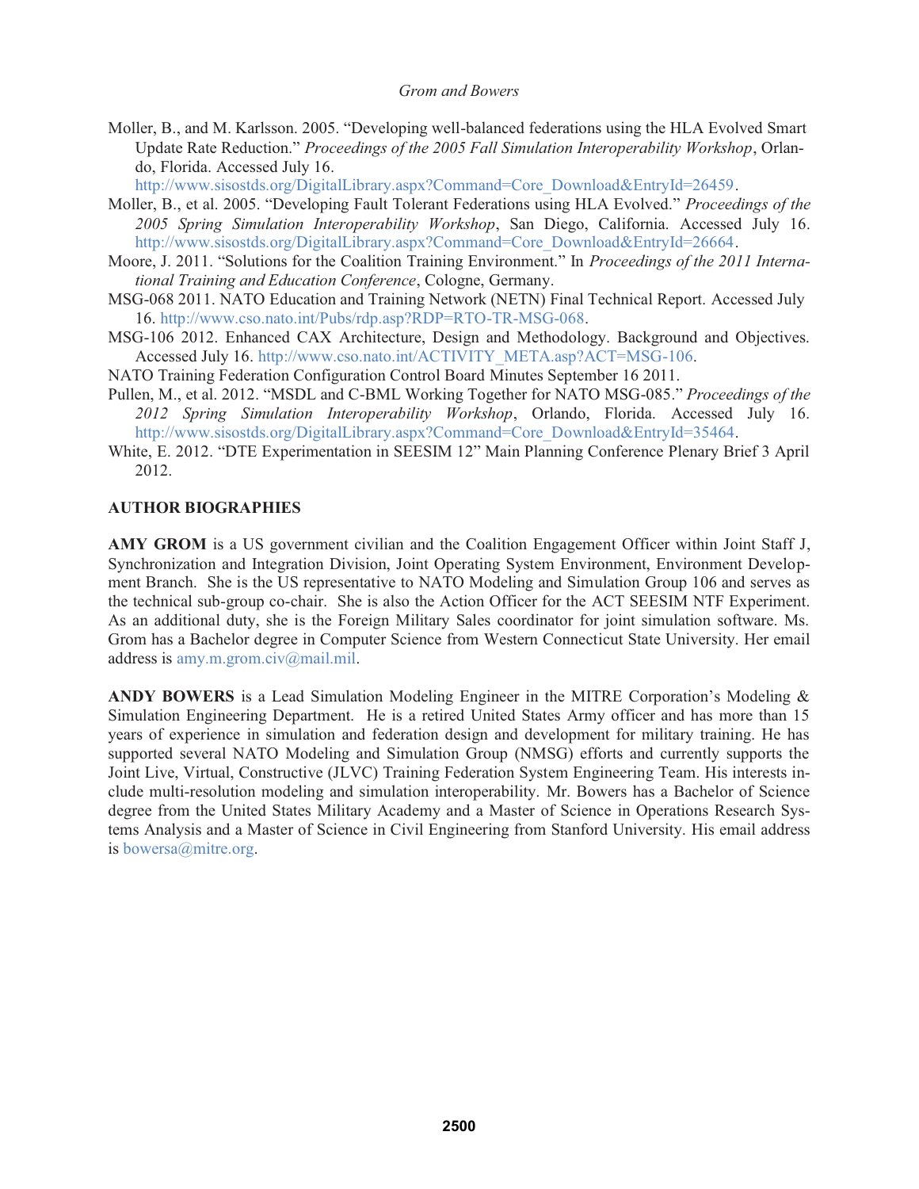Moller, B., and M. Karlsson. 2005. "Developing well-balanced federations using the HLA Evolved Smart Update Rate Reduction." *Proceedings of the 2005 Fall Simulation Interoperability Workshop*, Orlando, Florida. Accessed July 16. http://www.sisostds.org/DigitalLibrary.aspx?Command=Core_Download&EntryId=26459.

Moller, B., et al. 2005. "Developing Fault Tolerant Federations using HLA Evolved." *Proceedings of the 2005 Spring Simulation Interoperability Workshop*, San Diego, California. Accessed July 16. http://www.sisostds.org/DigitalLibrary.aspx?Command=Core_Download&EntryId=26664.

Moore, J. 2011. "Solutions for the Coalition Training Environment." In *Proceedings of the 2011 International Training and Education Conference*, Cologne, Germany.

MSG-068 2011. NATO Education and Training Network (NETN) Final Technical Report. Accessed July 16. http://www.cso.nato.int/Pubs/rdp.asp?RDP=RTO-TR-MSG-068.

MSG-106 2012. Enhanced CAX Architecture, Design and Methodology. Background and Objectives. Accessed July 16. http://www.cso.nato.int/ACTIVITY_META.asp?ACT=MSG-106.

NATO Training Federation Configuration Control Board Minutes September 16 2011.

Pullen, M., et al. 2012. "MSDL and C-BML Working Together for NATO MSG-085." *Proceedings of the 2012 Spring Simulation Interoperability Workshop*, Orlando, Florida. Accessed July 16. http://www.sisostds.org/DigitalLibrary.aspx?Command=Core_Download&EntryId=35464.

White, E. 2012. "DTE Experimentation in SEESIM 12" Main Planning Conference Plenary Brief 3 April 2012.

## AUTHOR BIOGRAPHIES

**AMY GROM** is a US government civilian and the Coalition Engagement Officer within Joint Staff J, Synchronization and Integration Division, Joint Operating System Environment, Environment Development Branch. She is the US representative to NATO Modeling and Simulation Group 106 and serves as the technical sub-group co-chair. She is also the Action Officer for the ACT SEESIM NTF Experiment. As an additional duty, she is the Foreign Military Sales coordinator for joint simulation software. Ms. Grom has a Bachelor degree in Computer Science from Western Connecticut State University. Her email address is amy.m.grom.civ@mail.mil.

**ANDY BOWERS** is a Lead Simulation Modeling Engineer in the MITRE Corporation's Modeling & Simulation Engineering Department. He is a retired United States Army officer and has more than 15 years of experience in simulation and federation design and development for military training. He has supported several NATO Modeling and Simulation Group (NMSG) efforts and currently supports the Joint Live, Virtual, Constructive (JLVC) Training Federation System Engineering Team. His interests include multi-resolution modeling and simulation interoperability. Mr. Bowers has a Bachelor of Science degree from the United States Military Academy and a Master of Science in Operations Research Systems Analysis and a Master of Science in Civil Engineering from Stanford University. His email address is bowersa@mitre.org.